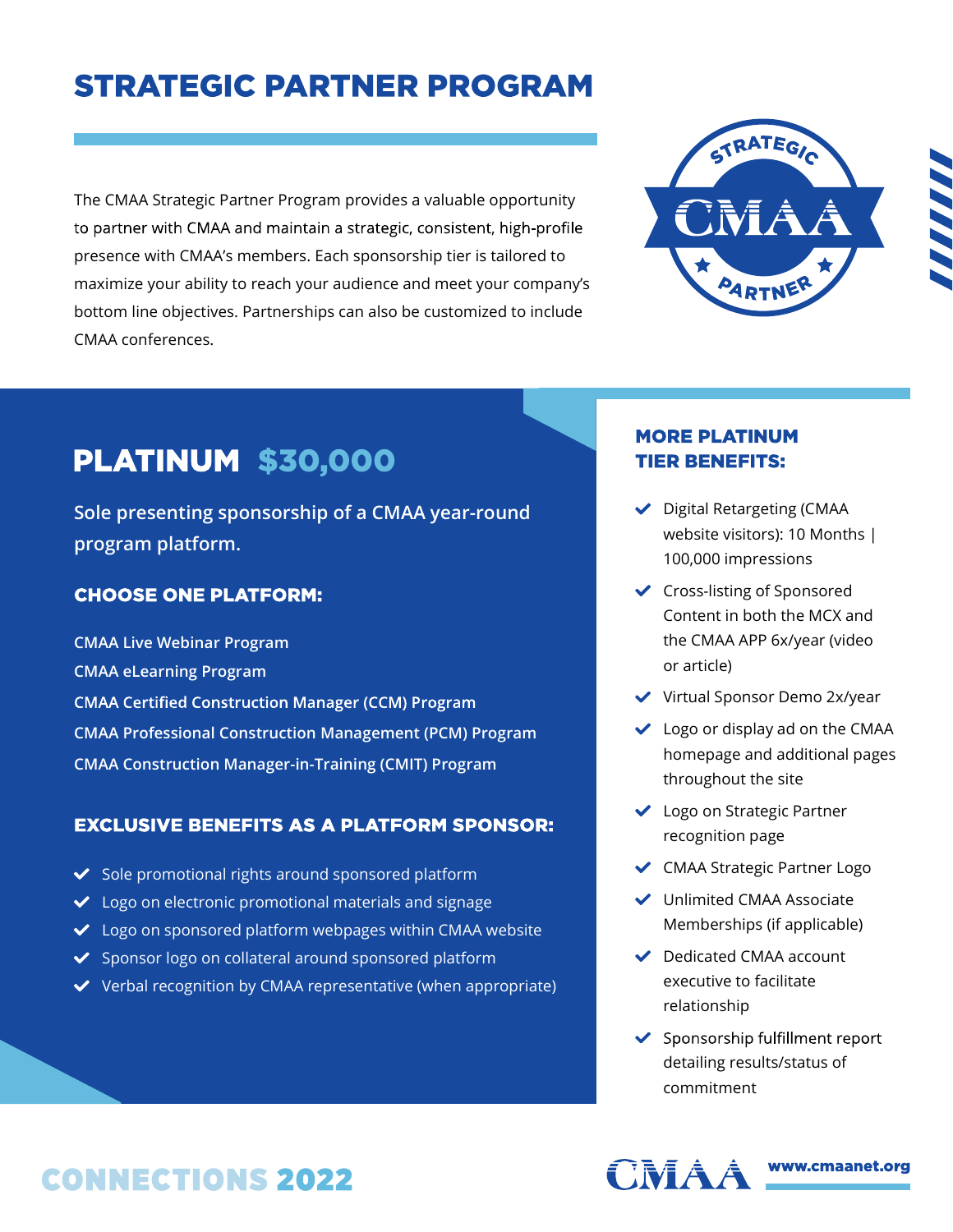# STRATEGIC PARTNER PROGRAM

The CMAA Strategic Partner Program provides a valuable opportunity to partner with CMAA and maintain a strategic, consistent, high-profile presence with CMAA's members. Each sponsorship tier is tailored to maximize your ability to reach your audience and meet your company's bottom line objectives. Partnerships can also be customized to include CMAA conferences.

## PLATINUM $30,000

Sole presenting sponsorship of a CMAA year-round program platform.

### CHOOSE ONE PLATFORM:

- CMAA Live Webinar Program
- CMAA eLearning Program
- CMAA Certified Construction Manager (CCM) Program
- CMAA Professional Construction Management (PCM) Program
- CMAA Construction Manager-in-Training (CMIT) Program

### EXCLUSIVE BENEFITS AS A PLATFORM SPONSOR:

- ✔ Sole promotional rights around sponsored platform
- ✔ Logo on electronic promotional materials and signage
- ✔ Logo on sponsored platform webpages within CMAA website
- ✔ Sponsor logo on collateral around sponsored platform
- ✔ Verbal recognition by CMAA representative (when appropriate)

### MORE PLATINUM TIER BENEFITS:

- ✔ Digital Retargeting (CMAA website visitors): 10 Months | 100,000 impressions
- ✔ Cross-listing of Sponsored Content in both the MCX and the CMAA APP 6x/year (video or article)
- ✔ Virtual Sponsor Demo 2x/year
- ✔ Logo or display ad on the CMAA homepage and additional pages throughout the site
- ✔ Logo on Strategic Partner recognition page
- ✔ CMAA Strategic Partner Logo
- ✔ Unlimited CMAA Associate Memberships (if applicable)
- ✔ Dedicated CMAA account executive to facilitate relationship
- ✔ Sponsorship fulfillment report detailing results/status of commitment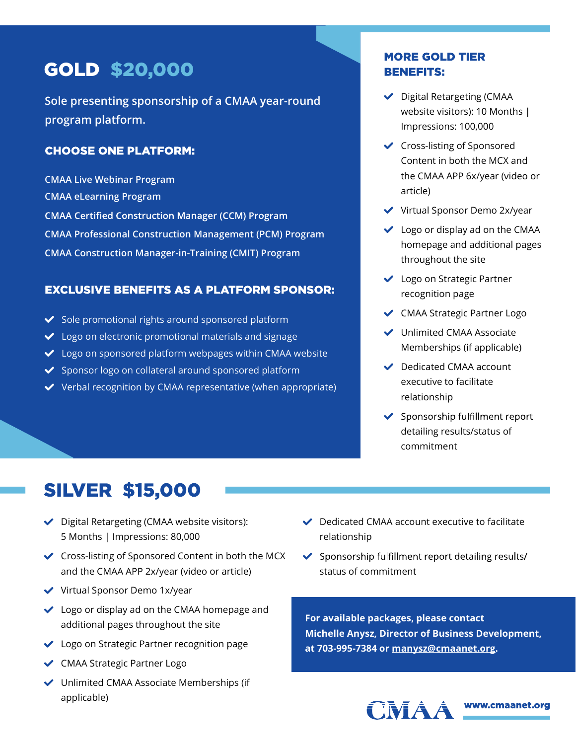## GOLD $20,000

Sole presenting sponsorship of a CMAA year-round program platform.

### CHOOSE ONE PLATFORM:

CMAA Live Webinar Program
CMAA eLearning Program
CMAA Certified Construction Manager (CCM) Program
CMAA Professional Construction Management (PCM) Program
CMAA Construction Manager-in-Training (CMIT) Program

### EXCLUSIVE BENEFITS AS A PLATFORM SPONSOR:

- Sole promotional rights around sponsored platform
- Logo on electronic promotional materials and signage
- Logo on sponsored platform webpages within CMAA website
- Sponsor logo on collateral around sponsored platform
- Verbal recognition by CMAA representative (when appropriate)

### MORE GOLD TIER BENEFITS:

- Digital Retargeting (CMAA website visitors): 10 Months | Impressions: 100,000
- Cross-listing of Sponsored Content in both the MCX and the CMAA APP 6x/year (video or article)
- Virtual Sponsor Demo 2x/year
- Logo or display ad on the CMAA homepage and additional pages throughout the site
- Logo on Strategic Partner recognition page
- CMAA Strategic Partner Logo
- Unlimited CMAA Associate Memberships (if applicable)
- Dedicated CMAA account executive to facilitate relationship
- Sponsorship fulfillment report detailing results/status of commitment

## SILVER $15,000

- Digital Retargeting (CMAA website visitors): 5 Months | Impressions: 80,000
- Cross-listing of Sponsored Content in both the MCX and the CMAA APP 2x/year (video or article)
- Virtual Sponsor Demo 1x/year
- Logo or display ad on the CMAA homepage and additional pages throughout the site
- Logo on Strategic Partner recognition page
- CMAA Strategic Partner Logo
- Unlimited CMAA Associate Memberships (if applicable)
- Dedicated CMAA account executive to facilitate relationship
- Sponsorship fulfillment report detailing results/status of commitment

**For available packages, please contact Michelle Anysz, Director of Business Development, at 703-995-7384 or manysz@cmaanet.org.**

CMAA www.cmaanet.org